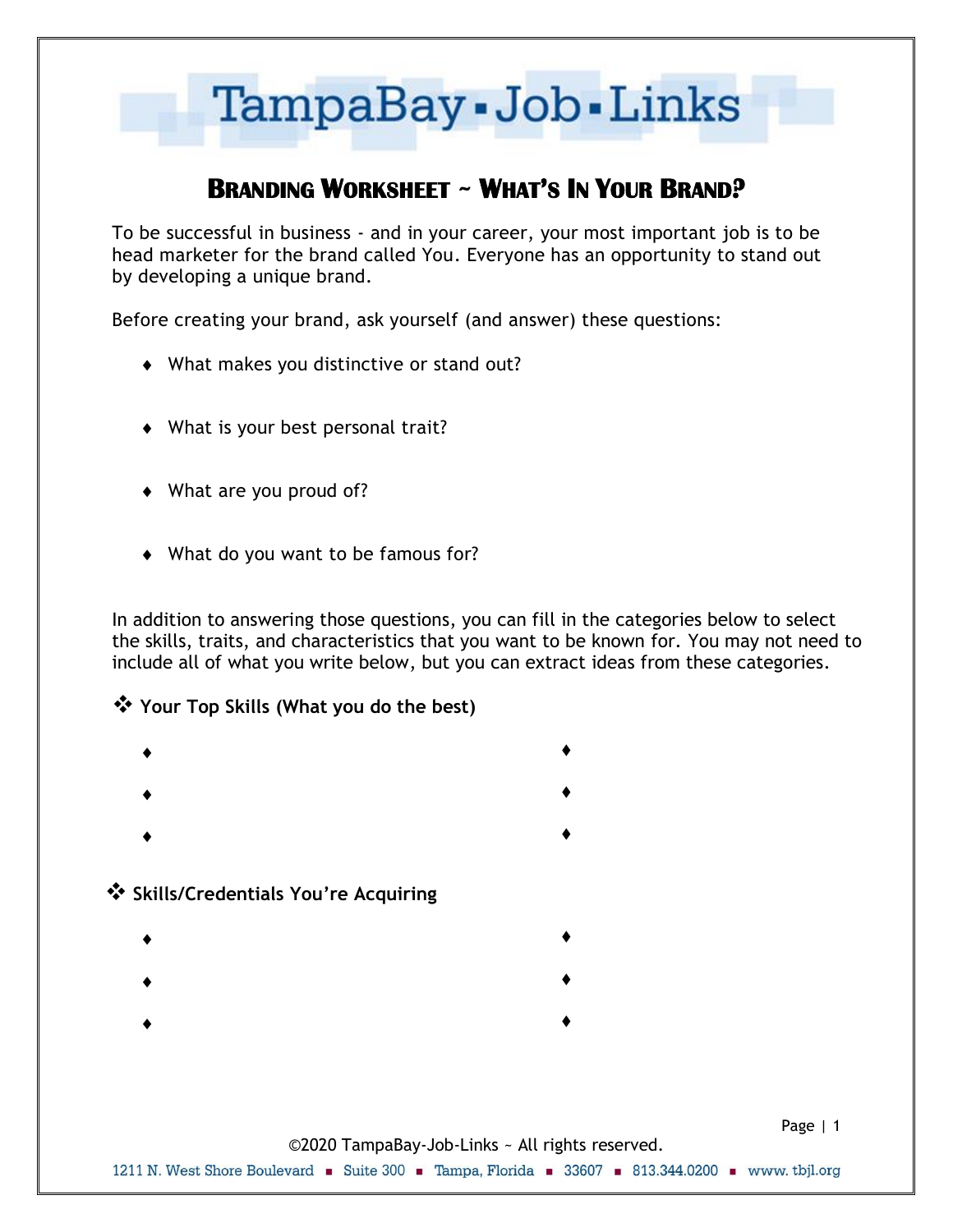TampaBay-Job-Links

# Branding Worksheet ~ What's In Your Brand?

To be successful in business - and in your career, your most important job is to be head marketer for the brand called You. Everyone has an opportunity to stand out by developing a unique brand.

Before creating your brand, ask yourself (and answer) these questions:

- What makes you distinctive or stand out?
- What is your best personal trait?
- What are you proud of?
- What do you want to be famous for?

In addition to answering those questions, you can fill in the categories below to select the skills, traits, and characteristics that you want to be known for. You may not need to include all of what you write below, but you can extract ideas from these categories.

**Your Top Skills (What you do the best)**

- 
- 
- 
- 
- 
- 

**Skills/Credentials You're Acquiring**

- 
- 
- 
- 
- 
- 

©2020 TampaBay-Job-Links ~ All rights reserved.

1211 N. West Shore Boulevard ▪ Suite 300 ▪ Tampa, Florida ▪ 33607 ▪ 813.344.0200 ▪ www. tbjl.org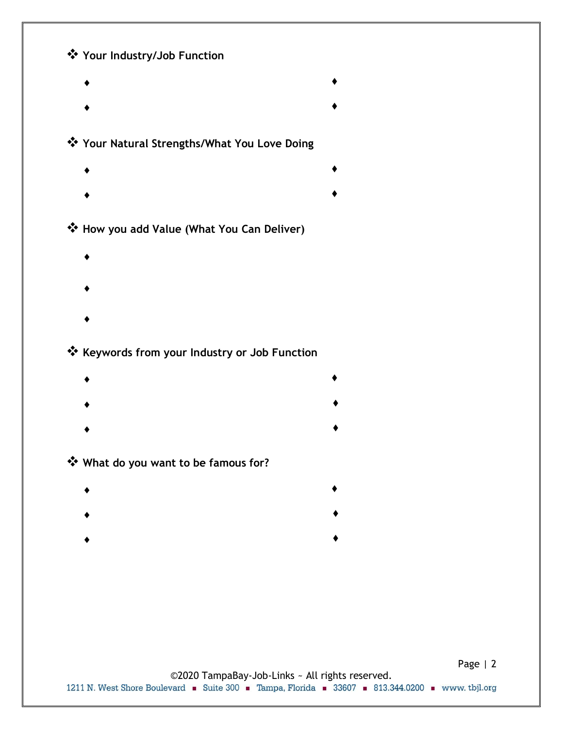❖ **Your Industry/Job Function**

- ♦
- ♦
- ♦
- ♦

❖ **Your Natural Strengths/What You Love Doing**

- ♦
- ♦
- ♦
- ♦

❖ **How you add Value (What You Can Deliver)**

- ♦
- ♦
- ♦

❖ **Keywords from your Industry or Job Function**

- ♦
- ♦
- ♦
- ♦
- ♦
- ♦

❖ **What do you want to be famous for?**

- ♦
- ♦
- ♦
- ♦
- ♦
- ♦

©2020 TampaBay-Job-Links ~ All rights reserved.

1211 N. West Shore Boulevard ▪ Suite 300 ▪ Tampa, Florida ▪ 33607 ▪ 813.344.0200 ▪ www. tbjl.org